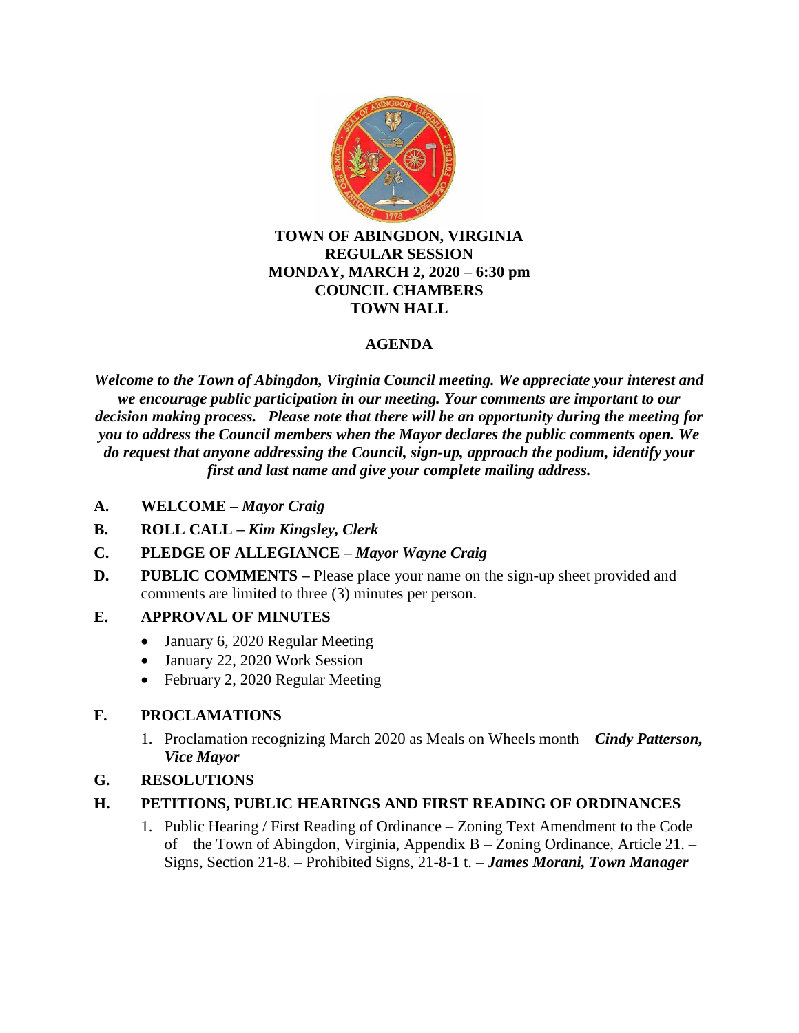**TOWN OF ABINGDON, VIRGINIA**
**REGULAR SESSION**
**MONDAY, MARCH 2, 2020 – 6:30 pm**
**COUNCIL CHAMBERS**
**TOWN HALL**

# AGENDA

***Welcome to the Town of Abingdon, Virginia Council meeting. We appreciate your interest and we encourage public participation in our meeting. Your comments are important to our decision making process. Please note that there will be an opportunity during the meeting for you to address the Council members when the Mayor declares the public comments open. We do request that anyone addressing the Council, sign-up, approach the podium, identify your first and last name and give your complete mailing address.***

**A. WELCOME –** ***Mayor Craig***

**B. ROLL CALL –** ***Kim Kingsley, Clerk***

**C. PLEDGE OF ALLEGIANCE –** ***Mayor Wayne Craig***

**D. PUBLIC COMMENTS –** Please place your name on the sign-up sheet provided and comments are limited to three (3) minutes per person.

**E. APPROVAL OF MINUTES**

- January 6, 2020 Regular Meeting
- January 22, 2020 Work Session
- February 2, 2020 Regular Meeting

**F. PROCLAMATIONS**

1. Proclamation recognizing March 2020 as Meals on Wheels month – ***Cindy Patterson, Vice Mayor***

**G. RESOLUTIONS**

**H. PETITIONS, PUBLIC HEARINGS AND FIRST READING OF ORDINANCES**

1. Public Hearing / First Reading of Ordinance – Zoning Text Amendment to the Code of the Town of Abingdon, Virginia, Appendix B – Zoning Ordinance, Article 21. – Signs, Section 21-8. – Prohibited Signs, 21-8-1 t. – ***James Morani, Town Manager***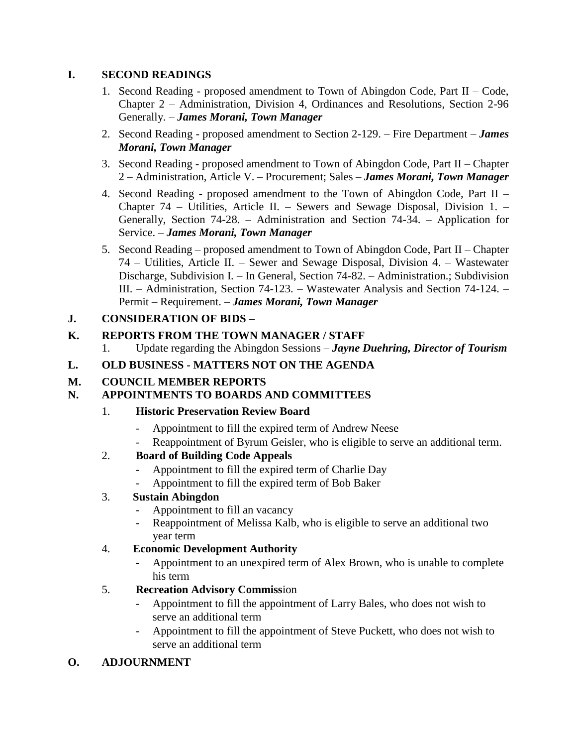## I. SECOND READINGS

1. Second Reading - proposed amendment to Town of Abingdon Code, Part II – Code, Chapter 2 – Administration, Division 4, Ordinances and Resolutions, Section 2-96 Generally. – ***James Morani, Town Manager***
2. Second Reading - proposed amendment to Section 2-129. – Fire Department – ***James Morani, Town Manager***
3. Second Reading - proposed amendment to Town of Abingdon Code, Part II – Chapter 2 – Administration, Article V. – Procurement; Sales – ***James Morani, Town Manager***
4. Second Reading - proposed amendment to the Town of Abingdon Code, Part II – Chapter 74 – Utilities, Article II. – Sewers and Sewage Disposal, Division 1. – Generally, Section 74-28. – Administration and Section 74-34. – Application for Service. – ***James Morani, Town Manager***
5. Second Reading – proposed amendment to Town of Abingdon Code, Part II – Chapter 74 – Utilities, Article II. – Sewer and Sewage Disposal, Division 4. – Wastewater Discharge, Subdivision I. – In General, Section 74-82. – Administration.; Subdivision III. – Administration, Section 74-123. – Wastewater Analysis and Section 74-124. – Permit – Requirement. – ***James Morani, Town Manager***

## J. CONSIDERATION OF BIDS –

## K. REPORTS FROM THE TOWN MANAGER / STAFF

1. Update regarding the Abingdon Sessions – ***Jayne Duehring, Director of Tourism***

## L. OLD BUSINESS - MATTERS NOT ON THE AGENDA

## M. COUNCIL MEMBER REPORTS

## N. APPOINTMENTS TO BOARDS AND COMMITTEES

1. **Historic Preservation Review Board**
   - Appointment to fill the expired term of Andrew Neese
   - Reappointment of Byrum Geisler, who is eligible to serve an additional term.
2. **Board of Building Code Appeals**
   - Appointment to fill the expired term of Charlie Day
   - Appointment to fill the expired term of Bob Baker
3. **Sustain Abingdon**
   - Appointment to fill an vacancy
   - Reappointment of Melissa Kalb, who is eligible to serve an additional two year term
4. **Economic Development Authority**
   - Appointment to an unexpired term of Alex Brown, who is unable to complete his term
5. **Recreation Advisory Commiss**ion
   - Appointment to fill the appointment of Larry Bales, who does not wish to serve an additional term
   - Appointment to fill the appointment of Steve Puckett, who does not wish to serve an additional term

## O. ADJOURNMENT